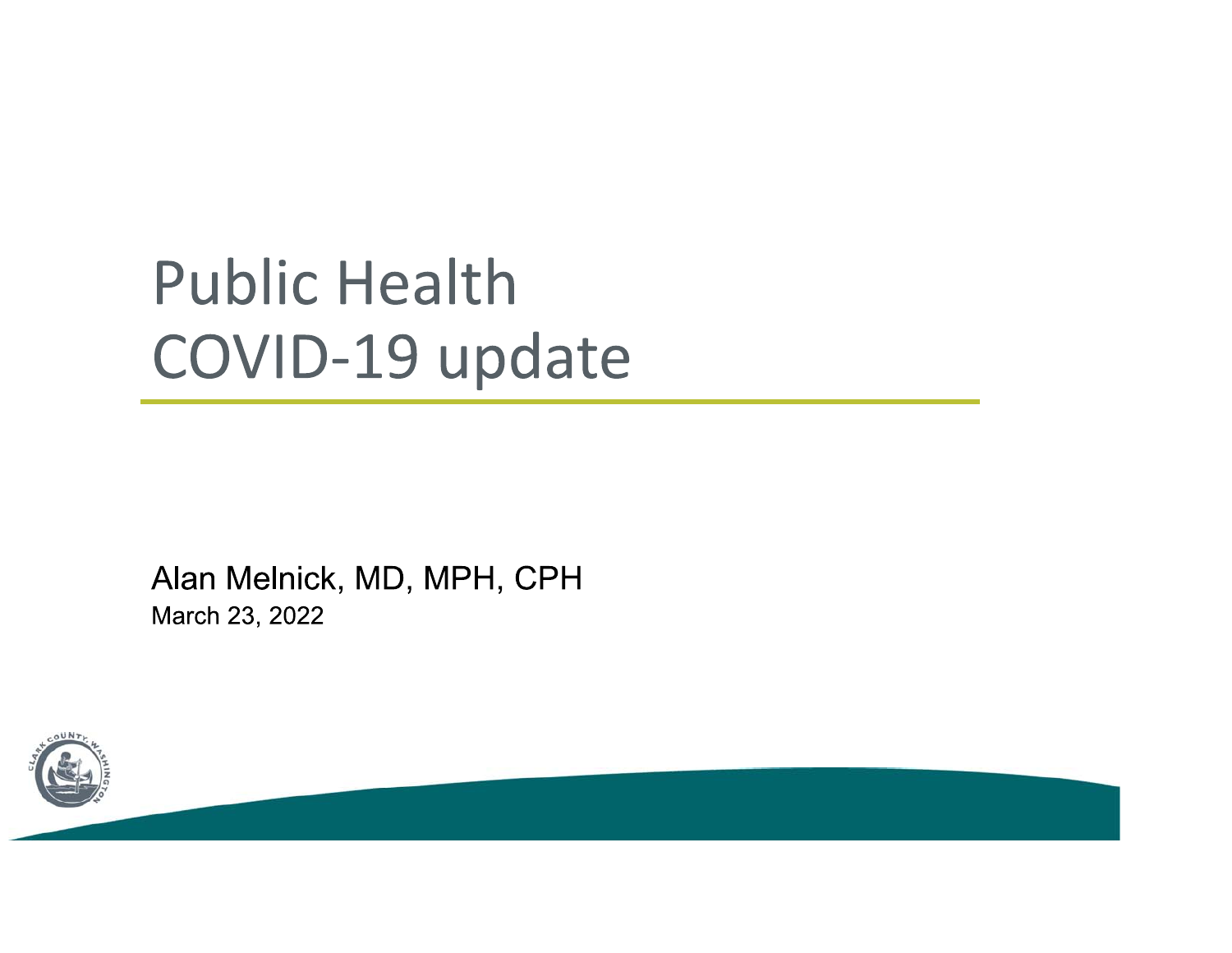# Public Health COVID-19 update

Alan Melnick, MD, MPH, CPH

March 23, 2022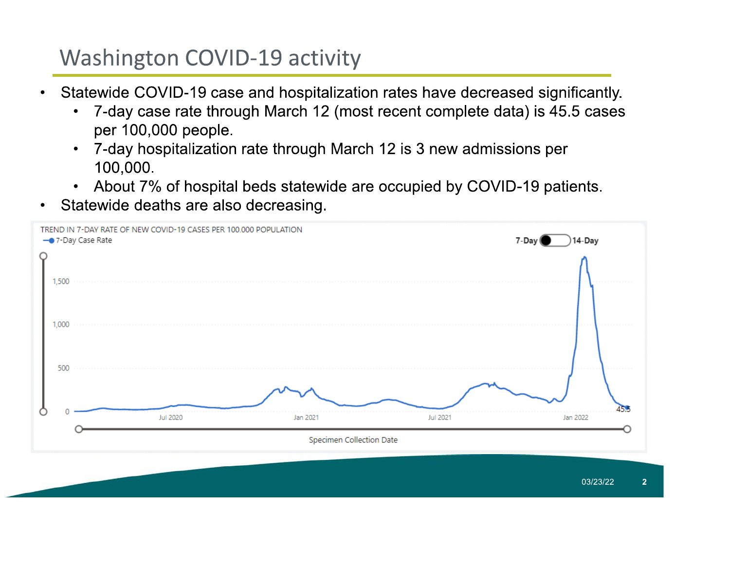# Washington COVID-19 activity

- Statewide COVID-19 case and hospitalization rates have decreased significantly.
  - 7-day case rate through March 12 (most recent complete data) is 45.5 cases per 100,000 people.
  - 7-day hospitalization rate through March 12 is 3 new admissions per 100,000.
  - About 7% of hospital beds statewide are occupied by COVID-19 patients.
- Statewide deaths are also decreasing.

TREND IN 7-DAY RATE OF NEW COVID-19 CASES PER 100.000 POPULATION

7-Day Case Rate

7-Day 14-Day

1,500

1,000

500

0

Jul 2020 Jan 2021 Jul 2021 Jan 2022

45.5

Specimen Collection Date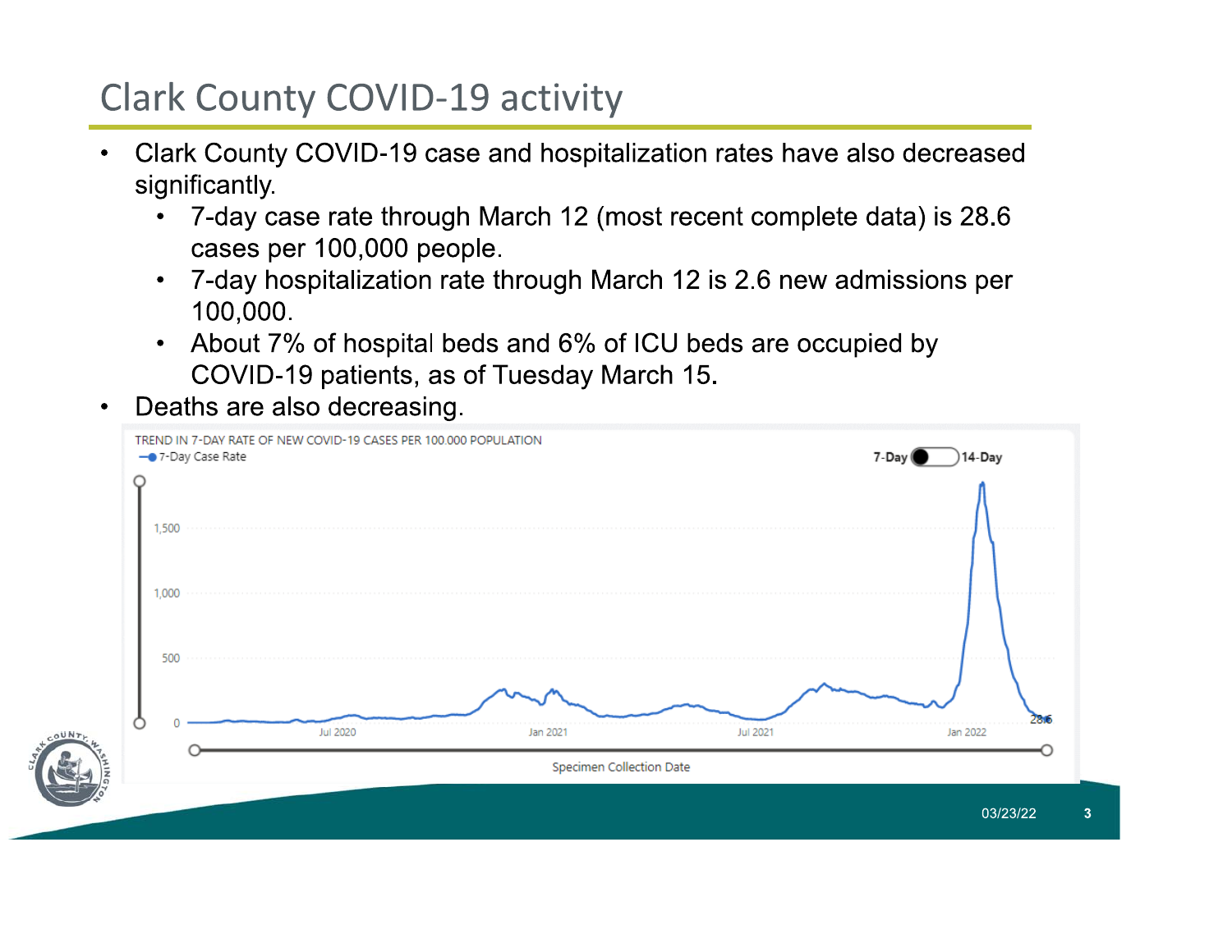# Clark County COVID-19 activity

- Clark County COVID-19 case and hospitalization rates have also decreased significantly.
  - 7-day case rate through March 12 (most recent complete data) is 28.6 cases per 100,000 people.
  - 7-day hospitalization rate through March 12 is 2.6 new admissions per 100,000.
  - About 7% of hospital beds and 6% of ICU beds are occupied by COVID-19 patients, as of Tuesday March 15.
- Deaths are also decreasing.

TREND IN 7-DAY RATE OF NEW COVID-19 CASES PER 100,000 POPULATION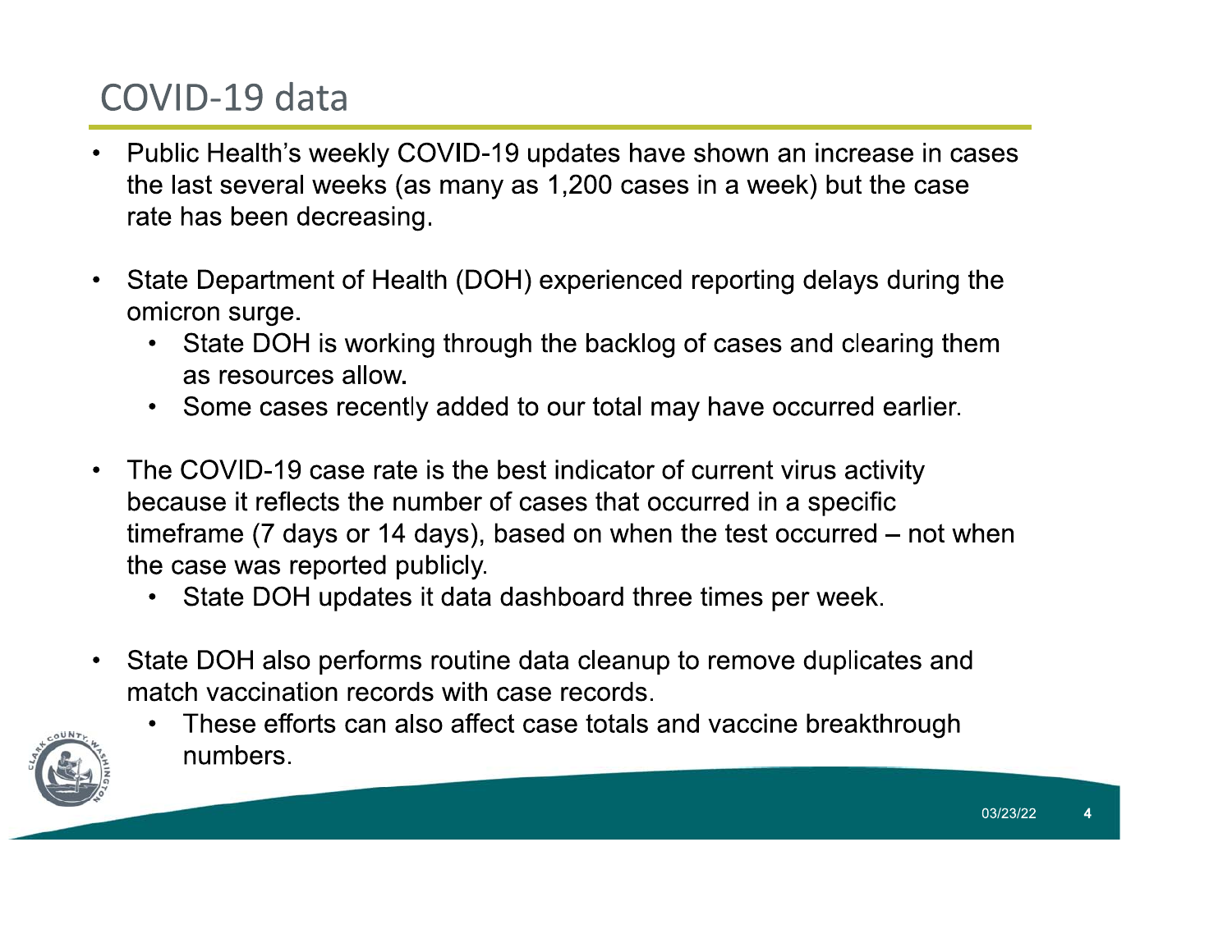# COVID-19 data

- Public Health's weekly COVID-19 updates have shown an increase in cases the last several weeks (as many as 1,200 cases in a week) but the case rate has been decreasing.

- State Department of Health (DOH) experienced reporting delays during the omicron surge.
  - State DOH is working through the backlog of cases and clearing them as resources allow.
  - Some cases recently added to our total may have occurred earlier.

- The COVID-19 case rate is the best indicator of current virus activity because it reflects the number of cases that occurred in a specific timeframe (7 days or 14 days), based on when the test occurred – not when the case was reported publicly.
  - State DOH updates it data dashboard three times per week.

- State DOH also performs routine data cleanup to remove duplicates and match vaccination records with case records.
  - These efforts can also affect case totals and vaccine breakthrough numbers.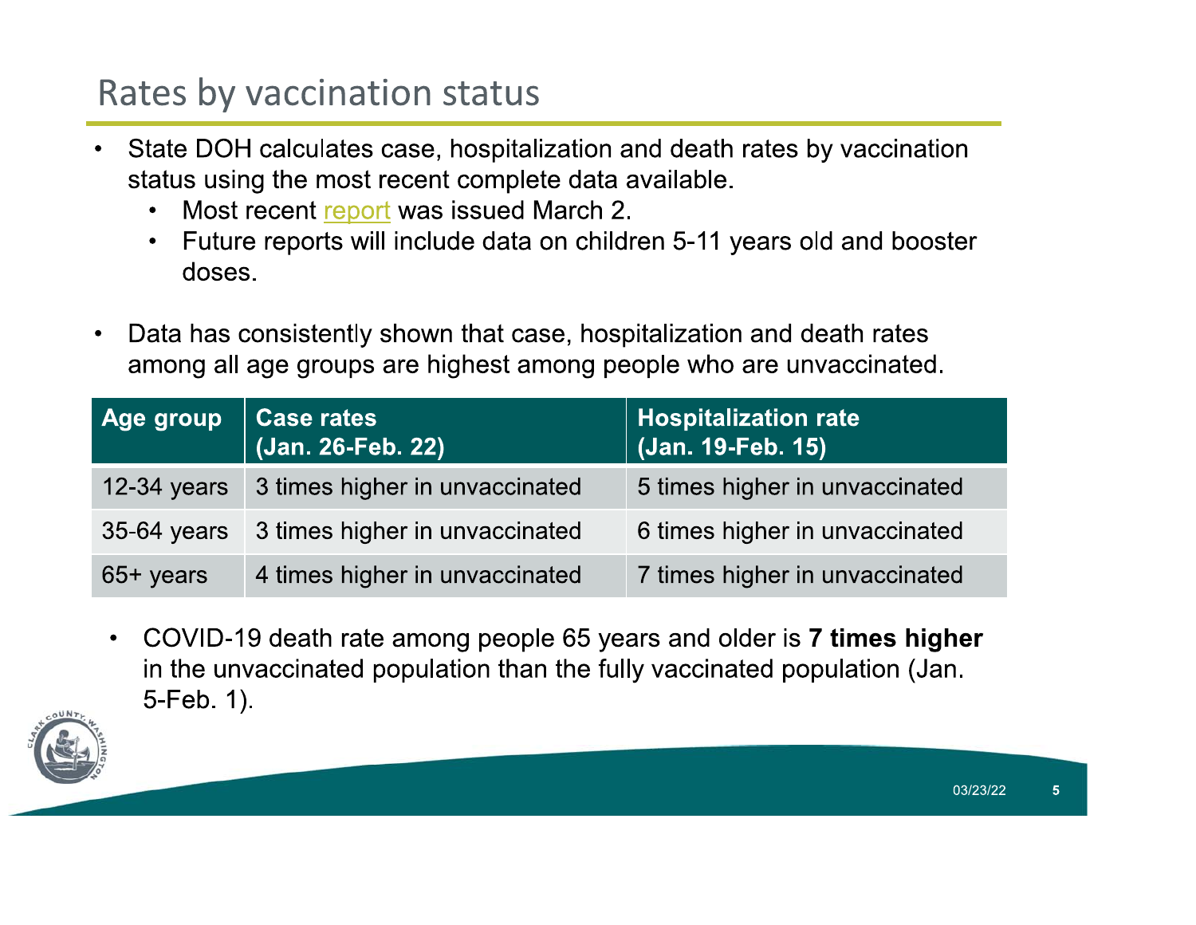# Rates by vaccination status

- State DOH calculates case, hospitalization and death rates by vaccination status using the most recent complete data available.
  - Most recent report was issued March 2.
  - Future reports will include data on children 5-11 years old and booster doses.

- Data has consistently shown that case, hospitalization and death rates among all age groups are highest among people who are unvaccinated.

| Age group | Case rates (Jan. 26-Feb. 22) | Hospitalization rate (Jan. 19-Feb. 15) |
|---|---|---|
| 12-34 years | 3 times higher in unvaccinated | 5 times higher in unvaccinated |
| 35-64 years | 3 times higher in unvaccinated | 6 times higher in unvaccinated |
| 65+ years | 4 times higher in unvaccinated | 7 times higher in unvaccinated |

- COVID-19 death rate among people 65 years and older is **7 times higher** in the unvaccinated population than the fully vaccinated population (Jan. 5-Feb. 1).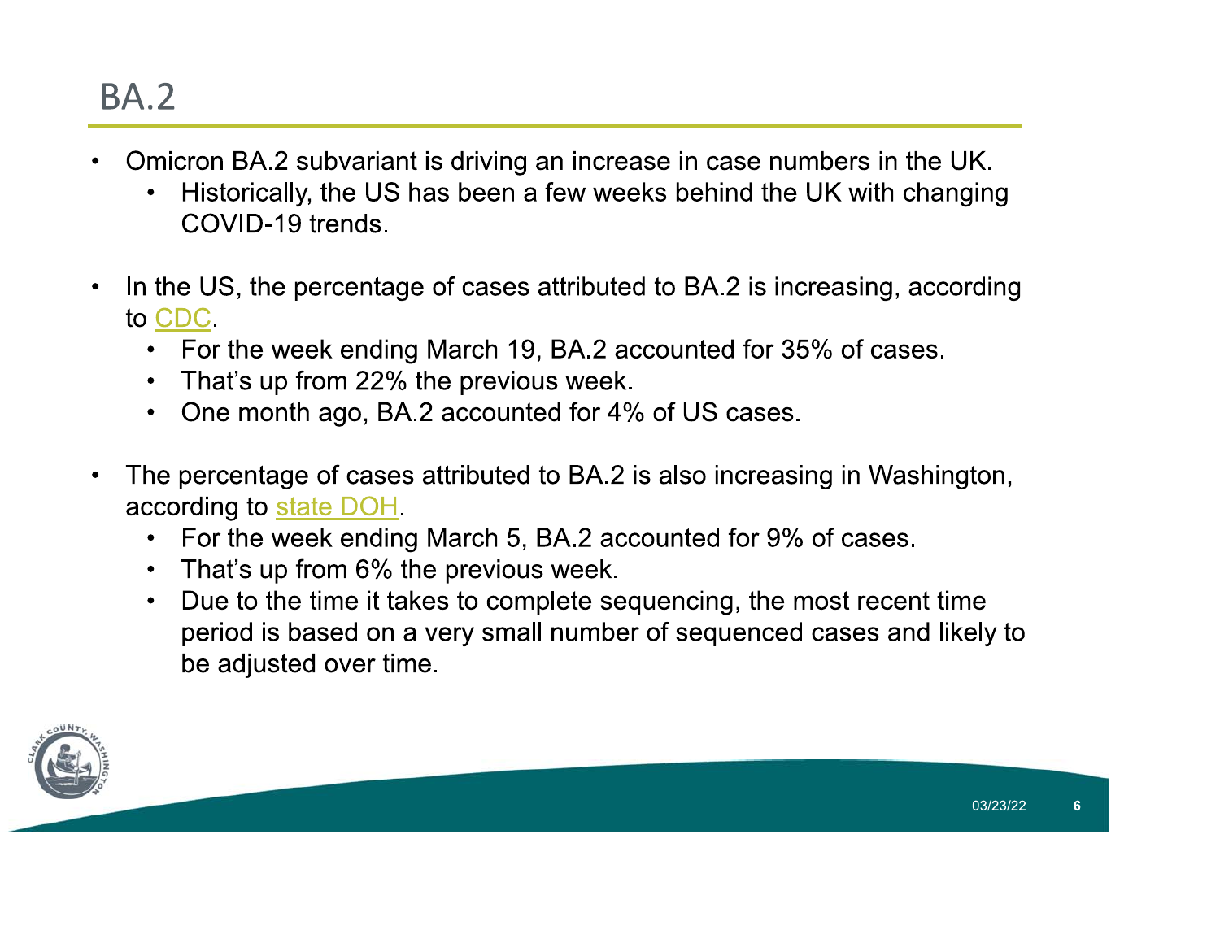# BA.2

- Omicron BA.2 subvariant is driving an increase in case numbers in the UK.
  - Historically, the US has been a few weeks behind the UK with changing COVID-19 trends.
- In the US, the percentage of cases attributed to BA.2 is increasing, according to CDC.
  - For the week ending March 19, BA.2 accounted for 35% of cases.
  - That's up from 22% the previous week.
  - One month ago, BA.2 accounted for 4% of US cases.
- The percentage of cases attributed to BA.2 is also increasing in Washington, according to state DOH.
  - For the week ending March 5, BA.2 accounted for 9% of cases.
  - That's up from 6% the previous week.
  - Due to the time it takes to complete sequencing, the most recent time period is based on a very small number of sequenced cases and likely to be adjusted over time.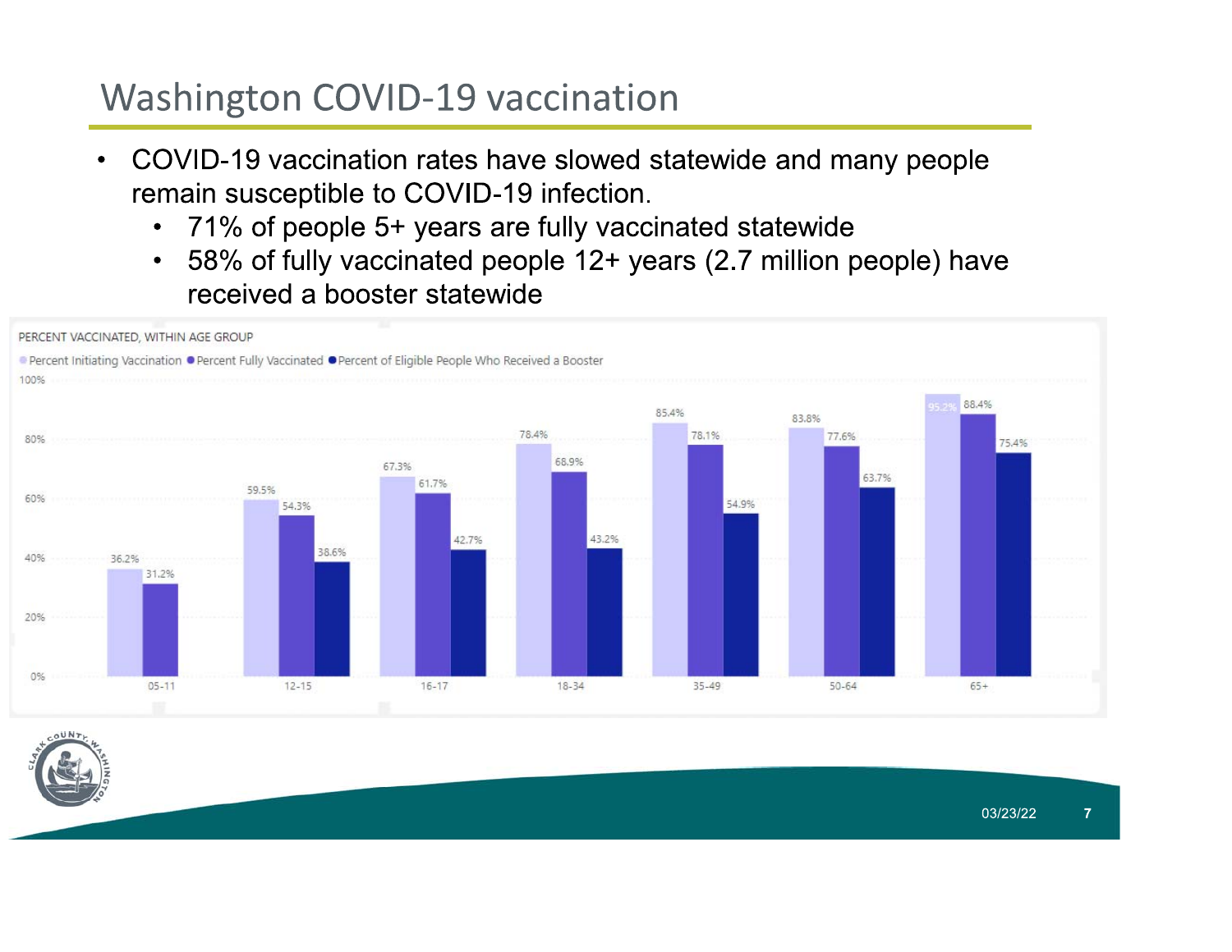# Washington COVID-19 vaccination

- COVID-19 vaccination rates have slowed statewide and many people remain susceptible to COVID-19 infection.
  - 71% of people 5+ years are fully vaccinated statewide
  - 58% of fully vaccinated people 12+ years (2.7 million people) have received a booster statewide

PERCENT VACCINATED, WITHIN AGE GROUP

| Age Group | Percent Initiating Vaccination | Percent Fully Vaccinated | Percent of Eligible People Who Received a Booster |
|---|---|---|---|
| 05-11 | 36.2% | 31.2% | |
| 12-15 | 59.5% | 54.3% | 38.6% |
| 16-17 | 67.3% | 61.7% | 42.7% |
| 18-34 | 78.4% | 68.9% | 43.2% |
| 35-49 | 85.4% | 78.1% | 54.9% |
| 50-64 | 83.8% | 77.6% | 63.7% |
| 65+ | 95.2% | 88.4% | 75.4% |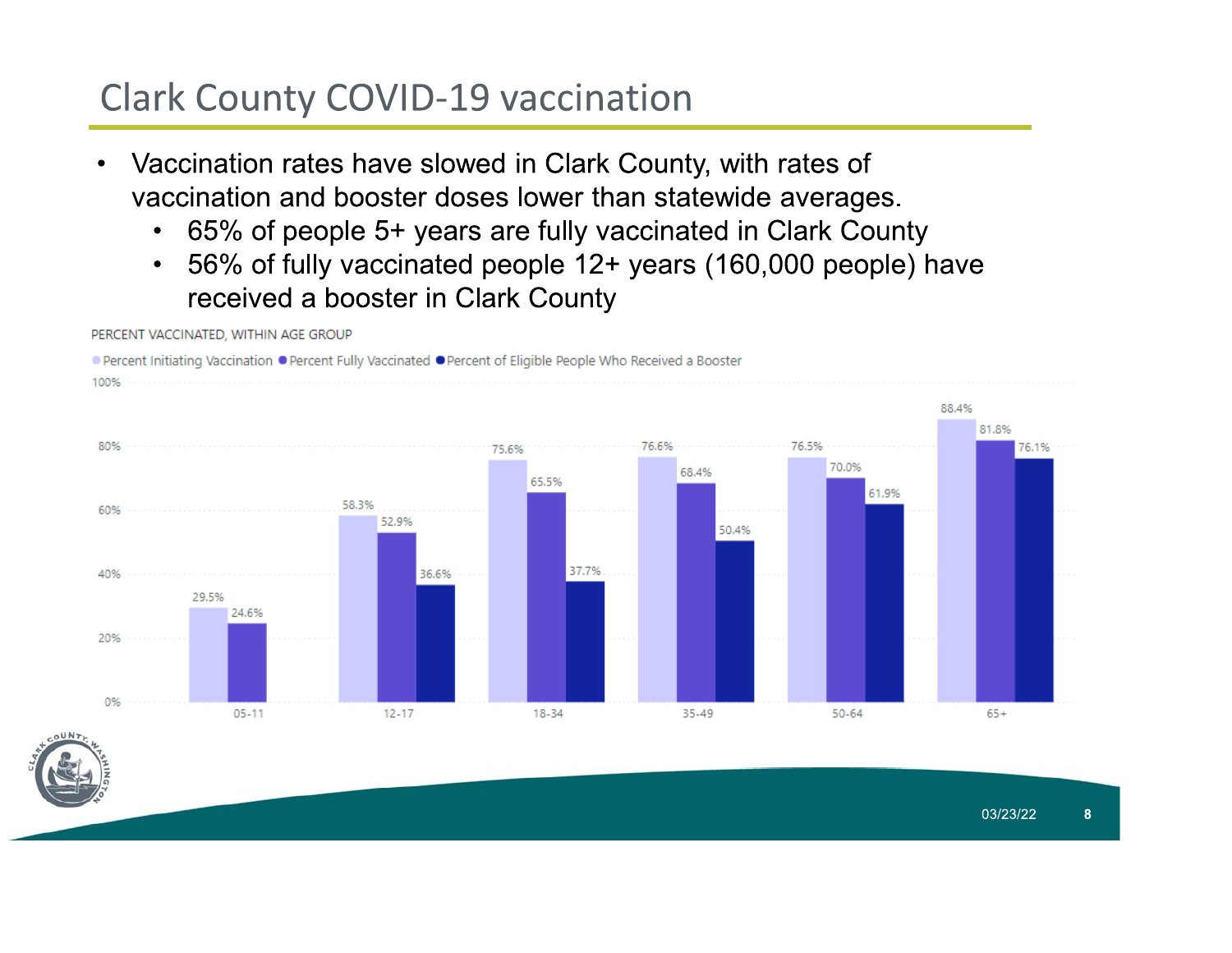# Clark County COVID-19 vaccination

- Vaccination rates have slowed in Clark County, with rates of vaccination and booster doses lower than statewide averages.
  - 65% of people 5+ years are fully vaccinated in Clark County
  - 56% of fully vaccinated people 12+ years (160,000 people) have received a booster in Clark County

PERCENT VACCINATED, WITHIN AGE GROUP

| Age group | Percent Initiating Vaccination | Percent Fully Vaccinated | Percent of Eligible People Who Received a Booster |
| --- | --- | --- | --- |
| 05-11 | 29.5% | 24.6% | |
| 12-17 | 58.3% | 52.9% | 36.6% |
| 18-34 | 75.6% | 65.5% | 37.7% |
| 35-49 | 76.6% | 68.4% | 50.4% |
| 50-64 | 76.5% | 70.0% | 61.9% |
| 65+ | 88.4% | 81.8% | 76.1% |

03/23/22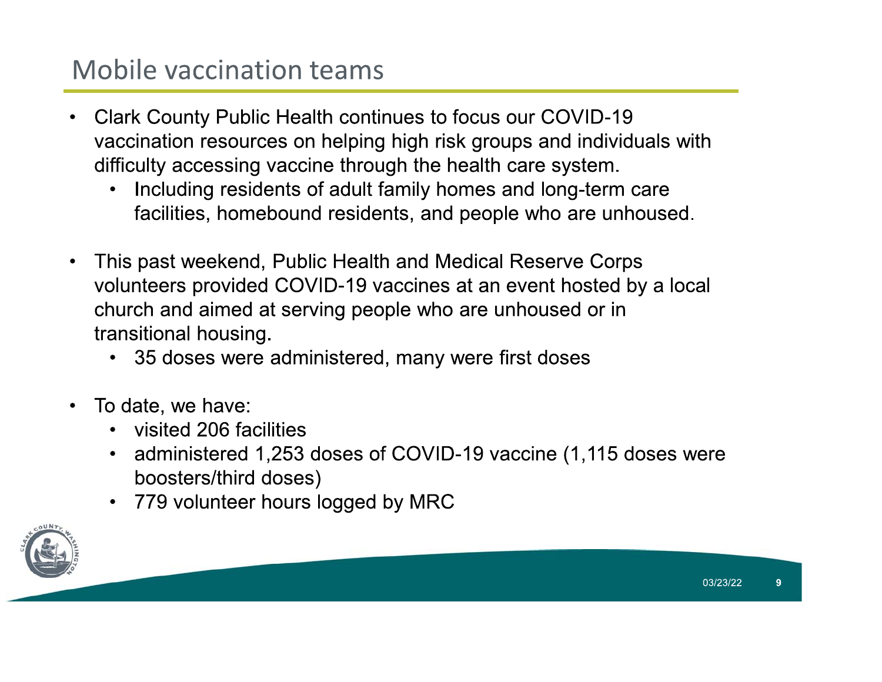# Mobile vaccination teams

- Clark County Public Health continues to focus our COVID-19 vaccination resources on helping high risk groups and individuals with difficulty accessing vaccine through the health care system.
  - Including residents of adult family homes and long-term care facilities, homebound residents, and people who are unhoused.
- This past weekend, Public Health and Medical Reserve Corps volunteers provided COVID-19 vaccines at an event hosted by a local church and aimed at serving people who are unhoused or in transitional housing.
  - 35 doses were administered, many were first doses
- To date, we have:
  - visited 206 facilities
  - administered 1,253 doses of COVID-19 vaccine (1,115 doses were boosters/third doses)
  - 779 volunteer hours logged by MRC